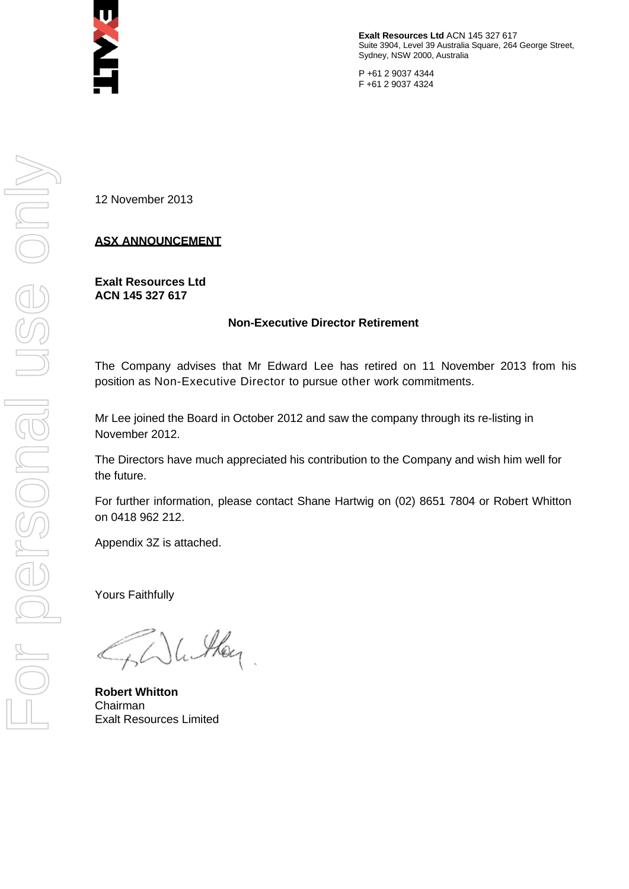**Exalt Resources Ltd** ACN 145 327 617
Suite 3904, Level 39 Australia Square, 264 George Street,
Sydney, NSW 2000, Australia

P +61 2 9037 4344
F +61 2 9037 4324

12 November 2013

**ASX ANNOUNCEMENT**

**Exalt Resources Ltd**
**ACN 145 327 617**

**Non-Executive Director Retirement**

The Company advises that Mr Edward Lee has retired on 11 November 2013 from his position as Non-Executive Director to pursue other work commitments.

Mr Lee joined the Board in October 2012 and saw the company through its re-listing in November 2012.

The Directors have much appreciated his contribution to the Company and wish him well for the future.

For further information, please contact Shane Hartwig on (02) 8651 7804 or Robert Whitton on 0418 962 212.

Appendix 3Z is attached.

Yours Faithfully

**Robert Whitton**
Chairman
Exalt Resources Limited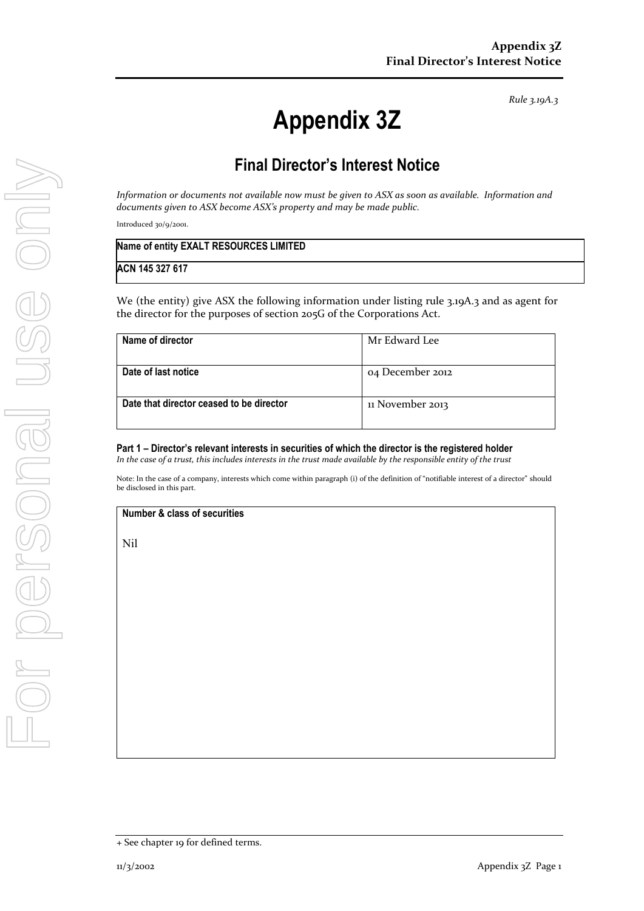Rule 3.19A.3

# Appendix 3Z

## Final Director's Interest Notice

*Information or documents not available now must be given to ASX as soon as available. Information and documents given to ASX become ASX's property and may be made public.*

Introduced 30/9/2001.

| Name of entity EXALT RESOURCES LIMITED |
| --- |
| ACN 145 327 617 |

We (the entity) give ASX the following information under listing rule 3.19A.3 and as agent for the director for the purposes of section 205G of the Corporations Act.

| | |
| --- | --- |
| **Name of director** | Mr Edward Lee |
| **Date of last notice** | 04 December 2012 |
| **Date that director ceased to be director** | 11 November 2013 |

#### Part 1 – Director's relevant interests in securities of which the director is the registered holder

*In the case of a trust, this includes interests in the trust made available by the responsible entity of the trust*

Note: In the case of a company, interests which come within paragraph (i) of the definition of "notifiable interest of a director" should be disclosed in this part.

| Number & class of securities |
| --- |
| Nil |

+ See chapter 19 for defined terms.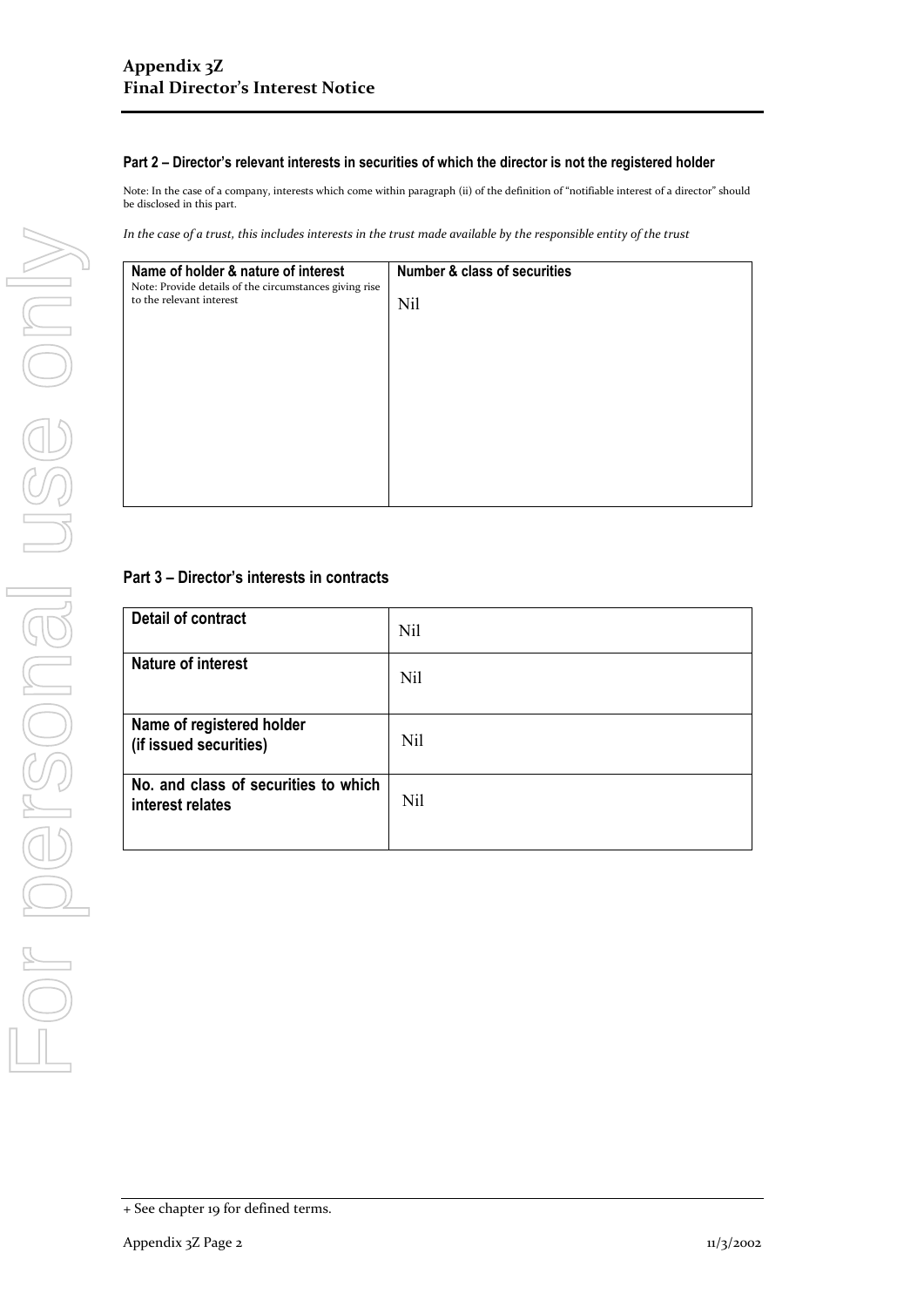## Part 2 – Director's relevant interests in securities of which the director is not the registered holder

Note: In the case of a company, interests which come within paragraph (ii) of the definition of "notifiable interest of a director" should be disclosed in this part.

*In the case of a trust, this includes interests in the trust made available by the responsible entity of the trust*

| Name of holder & nature of interest<br>Note: Provide details of the circumstances giving rise to the relevant interest | Number & class of securities |
|---|---|
| | Nil |

## Part 3 – Director's interests in contracts

| | |
|---|---|
| **Detail of contract** | Nil |
| **Nature of interest** | Nil |
| **Name of registered holder (if issued securities)** | Nil |
| **No. and class of securities to which interest relates** | Nil |

+ See chapter 19 for defined terms.